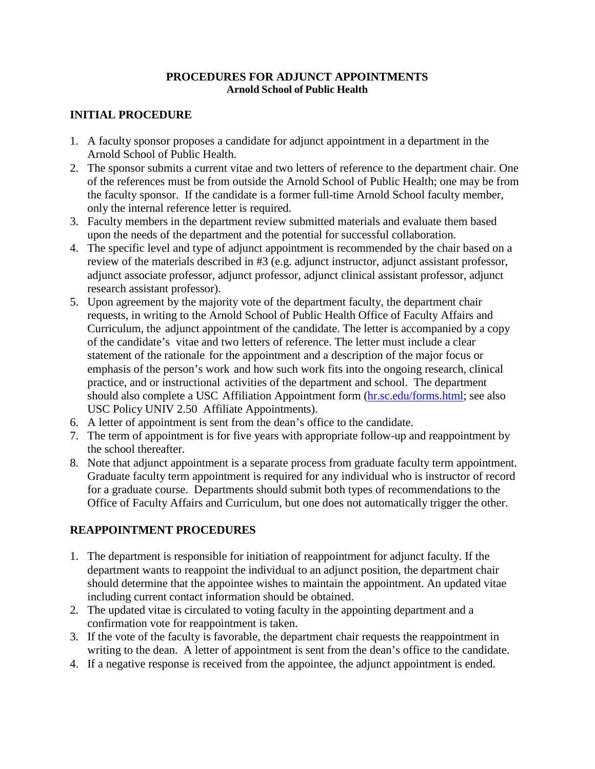# PROCEDURES FOR ADJUNCT APPOINTMENTS
## Arnold School of Public Health

## INITIAL PROCEDURE

1. A faculty sponsor proposes a candidate for adjunct appointment in a department in the Arnold School of Public Health.
2. The sponsor submits a current vitae and two letters of reference to the department chair. One of the references must be from outside the Arnold School of Public Health; one may be from the faculty sponsor. If the candidate is a former full-time Arnold School faculty member, only the internal reference letter is required.
3. Faculty members in the department review submitted materials and evaluate them based upon the needs of the department and the potential for successful collaboration.
4. The specific level and type of adjunct appointment is recommended by the chair based on a review of the materials described in #3 (e.g. adjunct instructor, adjunct assistant professor, adjunct associate professor, adjunct professor, adjunct clinical assistant professor, adjunct research assistant professor).
5. Upon agreement by the majority vote of the department faculty, the department chair requests, in writing to the Arnold School of Public Health Office of Faculty Affairs and Curriculum, the adjunct appointment of the candidate. The letter is accompanied by a copy of the candidate's vitae and two letters of reference. The letter must include a clear statement of the rationale for the appointment and a description of the major focus or emphasis of the person's work and how such work fits into the ongoing research, clinical practice, and or instructional activities of the department and school. The department should also complete a USC Affiliation Appointment form (hr.sc.edu/forms.html; see also USC Policy UNIV 2.50 Affiliate Appointments).
6. A letter of appointment is sent from the dean's office to the candidate.
7. The term of appointment is for five years with appropriate follow-up and reappointment by the school thereafter.
8. Note that adjunct appointment is a separate process from graduate faculty term appointment. Graduate faculty term appointment is required for any individual who is instructor of record for a graduate course. Departments should submit both types of recommendations to the Office of Faculty Affairs and Curriculum, but one does not automatically trigger the other.

## REAPPOINTMENT PROCEDURES

1. The department is responsible for initiation of reappointment for adjunct faculty. If the department wants to reappoint the individual to an adjunct position, the department chair should determine that the appointee wishes to maintain the appointment. An updated vitae including current contact information should be obtained.
2. The updated vitae is circulated to voting faculty in the appointing department and a confirmation vote for reappointment is taken.
3. If the vote of the faculty is favorable, the department chair requests the reappointment in writing to the dean. A letter of appointment is sent from the dean's office to the candidate.
4. If a negative response is received from the appointee, the adjunct appointment is ended.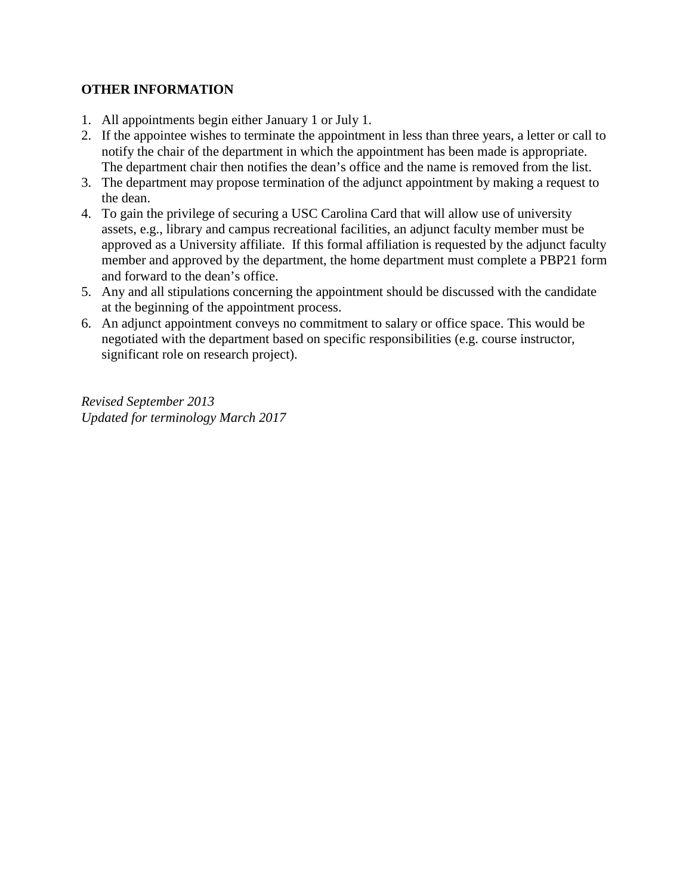**OTHER INFORMATION**

1. All appointments begin either January 1 or July 1.
2. If the appointee wishes to terminate the appointment in less than three years, a letter or call to notify the chair of the department in which the appointment has been made is appropriate. The department chair then notifies the dean's office and the name is removed from the list.
3. The department may propose termination of the adjunct appointment by making a request to the dean.
4. To gain the privilege of securing a USC Carolina Card that will allow use of university assets, e.g., library and campus recreational facilities, an adjunct faculty member must be approved as a University affiliate. If this formal affiliation is requested by the adjunct faculty member and approved by the department, the home department must complete a PBP21 form and forward to the dean's office.
5. Any and all stipulations concerning the appointment should be discussed with the candidate at the beginning of the appointment process.
6. An adjunct appointment conveys no commitment to salary or office space. This would be negotiated with the department based on specific responsibilities (e.g. course instructor, significant role on research project).

*Revised September 2013*
*Updated for terminology March 2017*